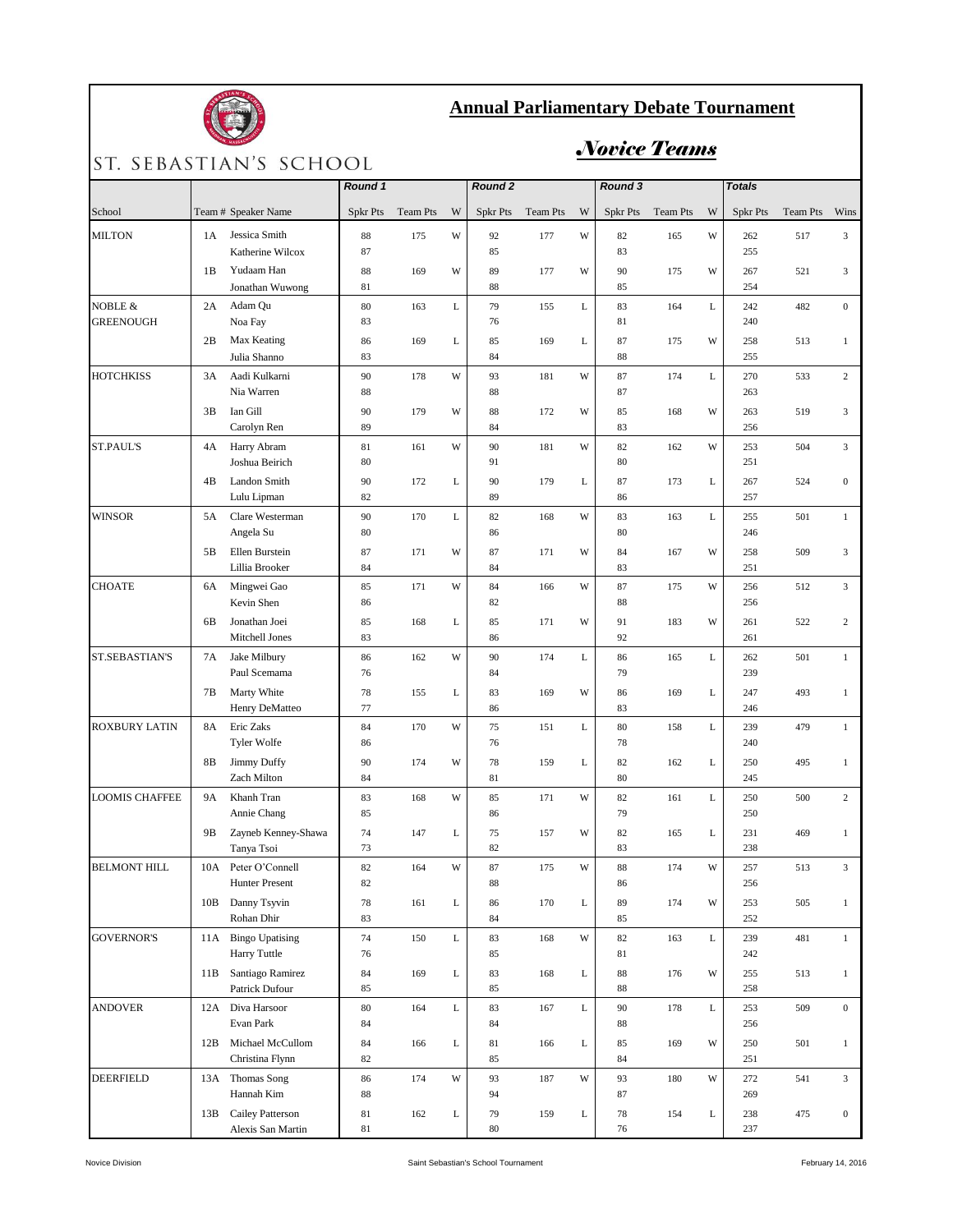# Annual Parliamentary Debate Tournament

## *Novice Teams*

ST. SEBASTIAN'S SCHOOL

| | | | Round 1 | | | Round 2 | | | Round 3 | | | Totals | | |
|---|---|---|---|---|---|---|---|---|---|---|---|---|---|---|
| School | Team # | Speaker Name | Spkr Pts | Team Pts | W | Spkr Pts | Team Pts | W | Spkr Pts | Team Pts | W | Spkr Pts | Team Pts | Wins |
| MILTON | 1A | Jessica Smith | 88 | 175 | W | 92 | 177 | W | 82 | 165 | W | 262 | 517 | 3 |
| | | Katherine Wilcox | 87 | | | 85 | | | 83 | | | 255 | | |
| | 1B | Yudaam Han | 88 | 169 | W | 89 | 177 | W | 90 | 175 | W | 267 | 521 | 3 |
| | | Jonathan Wuwong | 81 | | | 88 | | | 85 | | | 254 | | |
| NOBLE & GREENOUGH | 2A | Adam Qu | 80 | 163 | L | 79 | 155 | L | 83 | 164 | L | 242 | 482 | 0 |
| | | Noa Fay | 83 | | | 76 | | | 81 | | | 240 | | |
| | 2B | Max Keating | 86 | 169 | L | 85 | 169 | L | 87 | 175 | W | 258 | 513 | 1 |
| | | Julia Shanno | 83 | | | 84 | | | 88 | | | 255 | | |
| HOTCHKISS | 3A | Aadi Kulkarni | 90 | 178 | W | 93 | 181 | W | 87 | 174 | L | 270 | 533 | 2 |
| | | Nia Warren | 88 | | | 88 | | | 87 | | | 263 | | |
| | 3B | Ian Gill | 90 | 179 | W | 88 | 172 | W | 85 | 168 | W | 263 | 519 | 3 |
| | | Carolyn Ren | 89 | | | 84 | | | 83 | | | 256 | | |
| ST.PAUL'S | 4A | Harry Abram | 81 | 161 | W | 90 | 181 | W | 82 | 162 | W | 253 | 504 | 3 |
| | | Joshua Beirich | 80 | | | 91 | | | 80 | | | 251 | | |
| | 4B | Landon Smith | 90 | 172 | L | 90 | 179 | L | 87 | 173 | L | 267 | 524 | 0 |
| | | Lulu Lipman | 82 | | | 89 | | | 86 | | | 257 | | |
| WINSOR | 5A | Clare Westerman | 90 | 170 | L | 82 | 168 | W | 83 | 163 | L | 255 | 501 | 1 |
| | | Angela Su | 80 | | | 86 | | | 80 | | | 246 | | |
| | 5B | Ellen Burstein | 87 | 171 | W | 87 | 171 | W | 84 | 167 | W | 258 | 509 | 3 |
| | | Lillia Brooker | 84 | | | 84 | | | 83 | | | 251 | | |
| CHOATE | 6A | Mingwei Gao | 85 | 171 | W | 84 | 166 | W | 87 | 175 | W | 256 | 512 | 3 |
| | | Kevin Shen | 86 | | | 82 | | | 88 | | | 256 | | |
| | 6B | Jonathan Joei | 85 | 168 | L | 85 | 171 | W | 91 | 183 | W | 261 | 522 | 2 |
| | | Mitchell Jones | 83 | | | 86 | | | 92 | | | 261 | | |
| ST.SEBASTIAN'S | 7A | Jake Milbury | 86 | 162 | W | 90 | 174 | L | 86 | 165 | L | 262 | 501 | 1 |
| | | Paul Scemama | 76 | | | 84 | | | 79 | | | 239 | | |
| | 7B | Marty White | 78 | 155 | L | 83 | 169 | W | 86 | 169 | L | 247 | 493 | 1 |
| | | Henry DeMatteo | 77 | | | 86 | | | 83 | | | 246 | | |
| ROXBURY LATIN | 8A | Eric Zaks | 84 | 170 | W | 75 | 151 | L | 80 | 158 | L | 239 | 479 | 1 |
| | | Tyler Wolfe | 86 | | | 76 | | | 78 | | | 240 | | |
| | 8B | Jimmy Duffy | 90 | 174 | W | 78 | 159 | L | 82 | 162 | L | 250 | 495 | 1 |
| | | Zach Milton | 84 | | | 81 | | | 80 | | | 245 | | |
| LOOMIS CHAFFEE | 9A | Khanh Tran | 83 | 168 | W | 85 | 171 | W | 82 | 161 | L | 250 | 500 | 2 |
| | | Annie Chang | 85 | | | 86 | | | 79 | | | 250 | | |
| | 9B | Zayneb Kenney-Shawa | 74 | 147 | L | 75 | 157 | W | 82 | 165 | L | 231 | 469 | 1 |
| | | Tanya Tsoi | 73 | | | 82 | | | 83 | | | 238 | | |
| BELMONT HILL | 10A | Peter O'Connell | 82 | 164 | W | 87 | 175 | W | 88 | 174 | W | 257 | 513 | 3 |
| | | Hunter Present | 82 | | | 88 | | | 86 | | | 256 | | |
| | 10B | Danny Tsyvin | 78 | 161 | L | 86 | 170 | L | 89 | 174 | W | 253 | 505 | 1 |
| | | Rohan Dhir | 83 | | | 84 | | | 85 | | | 252 | | |
| GOVERNOR'S | 11A | Bingo Upatising | 74 | 150 | L | 83 | 168 | W | 82 | 163 | L | 239 | 481 | 1 |
| | | Harry Tuttle | 76 | | | 85 | | | 81 | | | 242 | | |
| | 11B | Santiago Ramirez | 84 | 169 | L | 83 | 168 | L | 88 | 176 | W | 255 | 513 | 1 |
| | | Patrick Dufour | 85 | | | 85 | | | 88 | | | 258 | | |
| ANDOVER | 12A | Diva Harsoor | 80 | 164 | L | 83 | 167 | L | 90 | 178 | L | 253 | 509 | 0 |
| | | Evan Park | 84 | | | 84 | | | 88 | | | 256 | | |
| | 12B | Michael McCullom | 84 | 166 | L | 81 | 166 | L | 85 | 169 | W | 250 | 501 | 1 |
| | | Christina Flynn | 82 | | | 85 | | | 84 | | | 251 | | |
| DEERFIELD | 13A | Thomas Song | 86 | 174 | W | 93 | 187 | W | 93 | 180 | W | 272 | 541 | 3 |
| | | Hannah Kim | 88 | | | 94 | | | 87 | | | 269 | | |
| | 13B | Cailey Patterson | 81 | 162 | L | 79 | 159 | L | 78 | 154 | L | 238 | 475 | 0 |
| | | Alexis San Martin | 81 | | | 80 | | | 76 | | | 237 | | |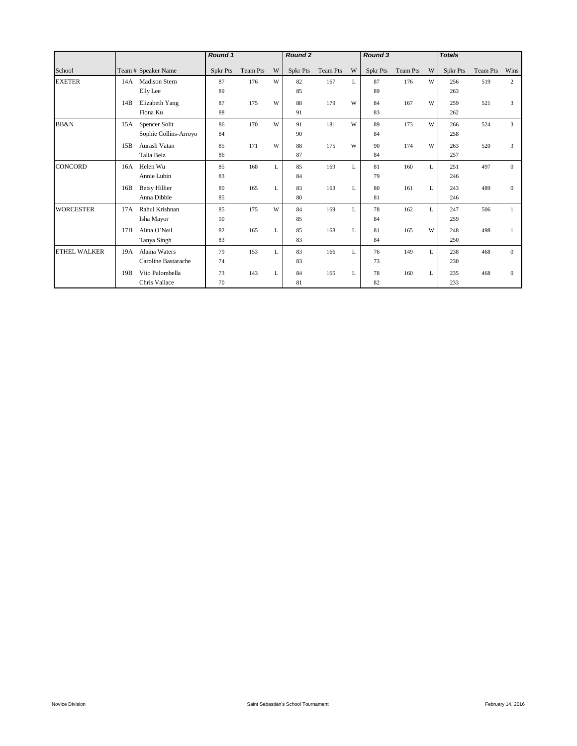| | | | Round 1 | | | Round 2 | | | Round 3 | | | Totals | | |
|---|---|---|---|---|---|---|---|---|---|---|---|---|---|---|
| School | Team # | Speaker Name | Spkr Pts | Team Pts | W | Spkr Pts | Team Pts | W | Spkr Pts | Team Pts | W | Spkr Pts | Team Pts | Wins |
| EXETER | 14A | Madison Stern | 87 | 176 | W | 82 | 167 | L | 87 | 176 | W | 256 | 519 | 2 |
| | | Elly Lee | 89 | | | 85 | | | 89 | | | 263 | | |
| | 14B | Elizabeth Yang | 87 | 175 | W | 88 | 179 | W | 84 | 167 | W | 259 | 521 | 3 |
| | | Fiona Ku | 88 | | | 91 | | | 83 | | | 262 | | |
| BB&N | 15A | Spencer Solit | 86 | 170 | W | 91 | 181 | W | 89 | 173 | W | 266 | 524 | 3 |
| | | Sophie Collins-Arroyo | 84 | | | 90 | | | 84 | | | 258 | | |
| | 15B | Aurash Vatan | 85 | 171 | W | 88 | 175 | W | 90 | 174 | W | 263 | 520 | 3 |
| | | Talia Belz | 86 | | | 87 | | | 84 | | | 257 | | |
| CONCORD | 16A | Helen Wu | 85 | 168 | L | 85 | 169 | L | 81 | 160 | L | 251 | 497 | 0 |
| | | Annie Lubin | 83 | | | 84 | | | 79 | | | 246 | | |
| | 16B | Betsy Hillier | 80 | 165 | L | 83 | 163 | L | 80 | 161 | L | 243 | 489 | 0 |
| | | Anna Dibble | 85 | | | 80 | | | 81 | | | 246 | | |
| WORCESTER | 17A | Rahul Krishnan | 85 | 175 | W | 84 | 169 | L | 78 | 162 | L | 247 | 506 | 1 |
| | | Isha Mayor | 90 | | | 85 | | | 84 | | | 259 | | |
| | 17B | Alina O'Neil | 82 | 165 | L | 85 | 168 | L | 81 | 165 | W | 248 | 498 | 1 |
| | | Tanya Singh | 83 | | | 83 | | | 84 | | | 250 | | |
| ETHEL WALKER | 19A | Alaina Waters | 79 | 153 | L | 83 | 166 | L | 76 | 149 | L | 238 | 468 | 0 |
| | | Caroline Bastarache | 74 | | | 83 | | | 73 | | | 230 | | |
| | 19B | Vito Palombella | 73 | 143 | L | 84 | 165 | L | 78 | 160 | L | 235 | 468 | 0 |
| | | Chris Vallace | 70 | | | 81 | | | 82 | | | 233 | | |

Novice Division | Saint Sebastian's School Tournament | February 14, 2016